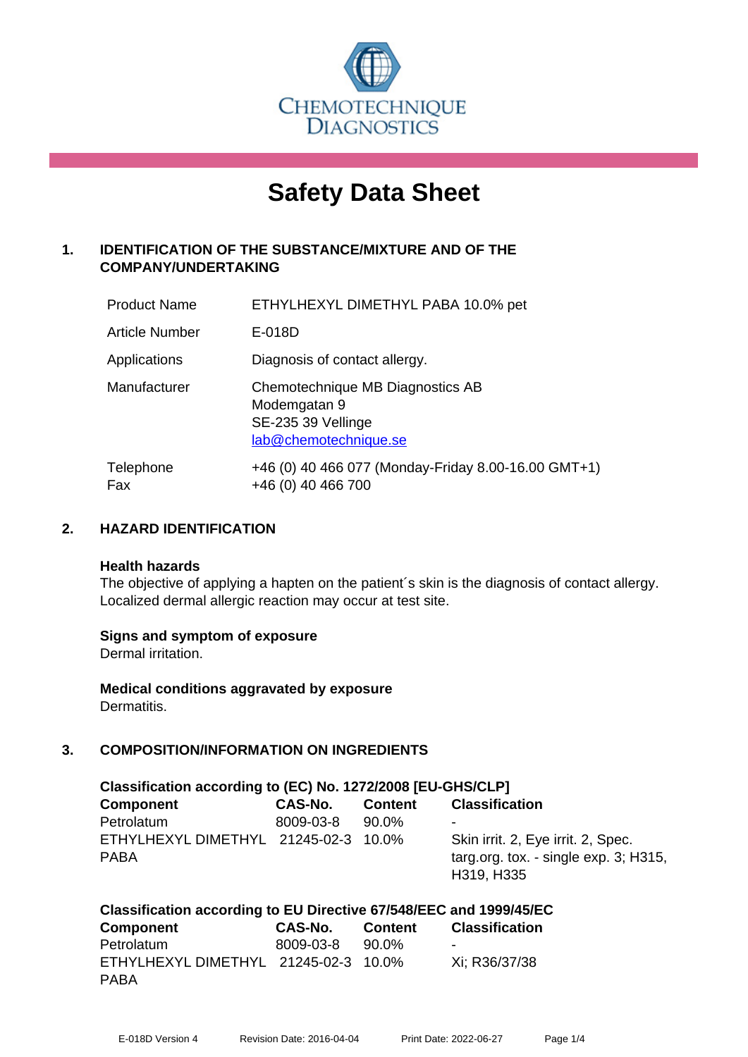CHEMOTECHNIQUE DIAGNOSTICS

# Safety Data Sheet

## 1. IDENTIFICATION OF THE SUBSTANCE/MIXTURE AND OF THE COMPANY/UNDERTAKING

| | |
|---|---|
| Product Name | ETHYLHEXYL DIMETHYL PABA 10.0% pet |
| Article Number | E-018D |
| Applications | Diagnosis of contact allergy. |
| Manufacturer | Chemotechnique MB Diagnostics AB<br>Modemgatan 9<br>SE-235 39 Vellinge<br>lab@chemotechnique.se |
| Telephone<br>Fax | +46 (0) 40 466 077 (Monday-Friday 8.00-16.00 GMT+1)<br>+46 (0) 40 466 700 |

## 2. HAZARD IDENTIFICATION

**Health hazards**
The objective of applying a hapten on the patient´s skin is the diagnosis of contact allergy. Localized dermal allergic reaction may occur at test site.

**Signs and symptom of exposure**
Dermal irritation.

**Medical conditions aggravated by exposure**
Dermatitis.

## 3. COMPOSITION/INFORMATION ON INGREDIENTS

**Classification according to (EC) No. 1272/2008 [EU-GHS/CLP]**

| Component | CAS-No. | Content | Classification |
|---|---|---|---|
| Petrolatum | 8009-03-8 | 90.0% | - |
| ETHYLHEXYL DIMETHYL PABA | 21245-02-3 | 10.0% | Skin irrit. 2, Eye irrit. 2, Spec. targ.org. tox. - single exp. 3; H315, H319, H335 |

**Classification according to EU Directive 67/548/EEC and 1999/45/EC**

| Component | CAS-No. | Content | Classification |
|---|---|---|---|
| Petrolatum | 8009-03-8 | 90.0% | - |
| ETHYLHEXYL DIMETHYL PABA | 21245-02-3 | 10.0% | Xi; R36/37/38 |

E-018D Version 4 Revision Date: 2016-04-04 Print Date: 2022-06-27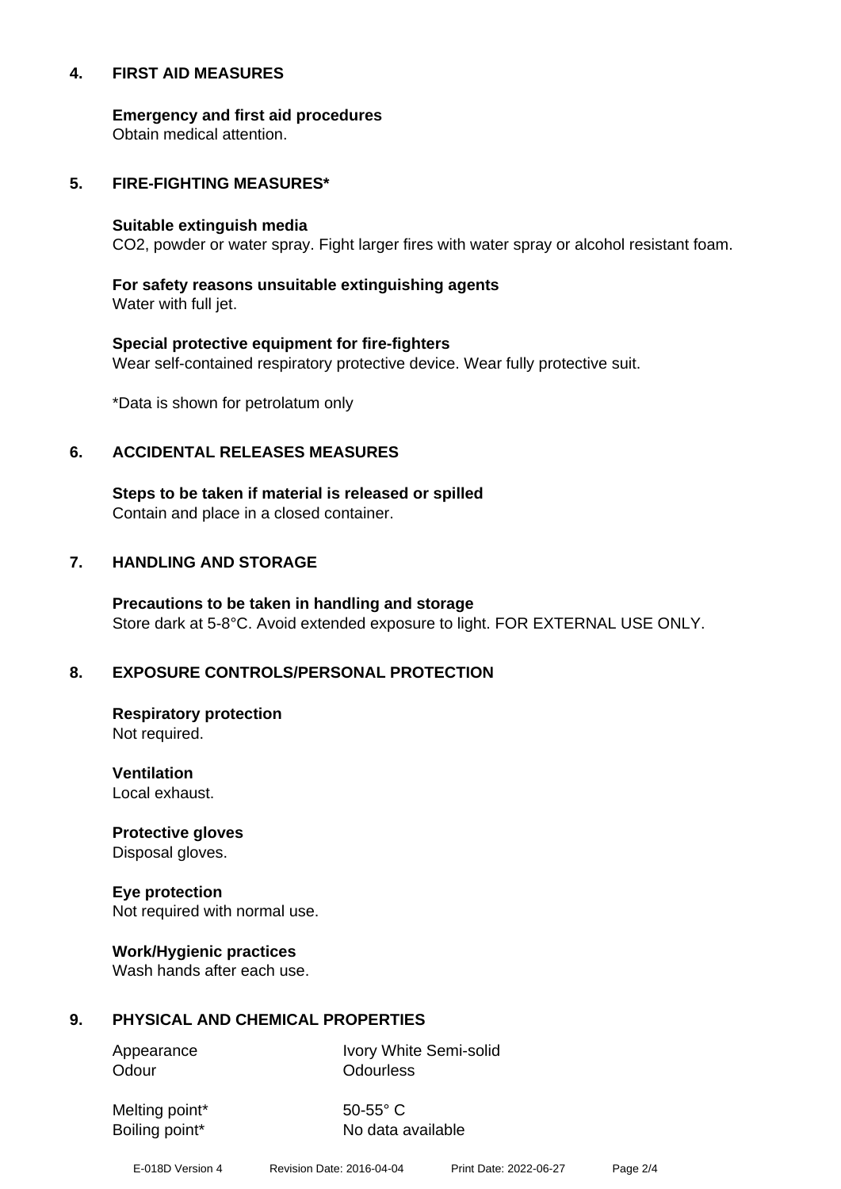## 4. FIRST AID MEASURES

**Emergency and first aid procedures**
Obtain medical attention.

## 5. FIRE-FIGHTING MEASURES*

**Suitable extinguish media**
$CO_2$, powder or water spray. Fight larger fires with water spray or alcohol resistant foam.

**For safety reasons unsuitable extinguishing agents**
Water with full jet.

**Special protective equipment for fire-fighters**
Wear self-contained respiratory protective device. Wear fully protective suit.

*Data is shown for petrolatum only

## 6. ACCIDENTAL RELEASES MEASURES

**Steps to be taken if material is released or spilled**
Contain and place in a closed container.

## 7. HANDLING AND STORAGE

**Precautions to be taken in handling and storage**
Store dark at 5-8°C. Avoid extended exposure to light. FOR EXTERNAL USE ONLY.

## 8. EXPOSURE CONTROLS/PERSONAL PROTECTION

**Respiratory protection**
Not required.

**Ventilation**
Local exhaust.

**Protective gloves**
Disposal gloves.

**Eye protection**
Not required with normal use.

**Work/Hygienic practices**
Wash hands after each use.

## 9. PHYSICAL AND CHEMICAL PROPERTIES

| | |
|---|---|
| Appearance | Ivory White Semi-solid |
| Odour | Odourless |
| Melting point* | 50-55° C |
| Boiling point* | No data available |

E-018D Version 4 Revision Date: 2016-04-04 Print Date: 2022-06-27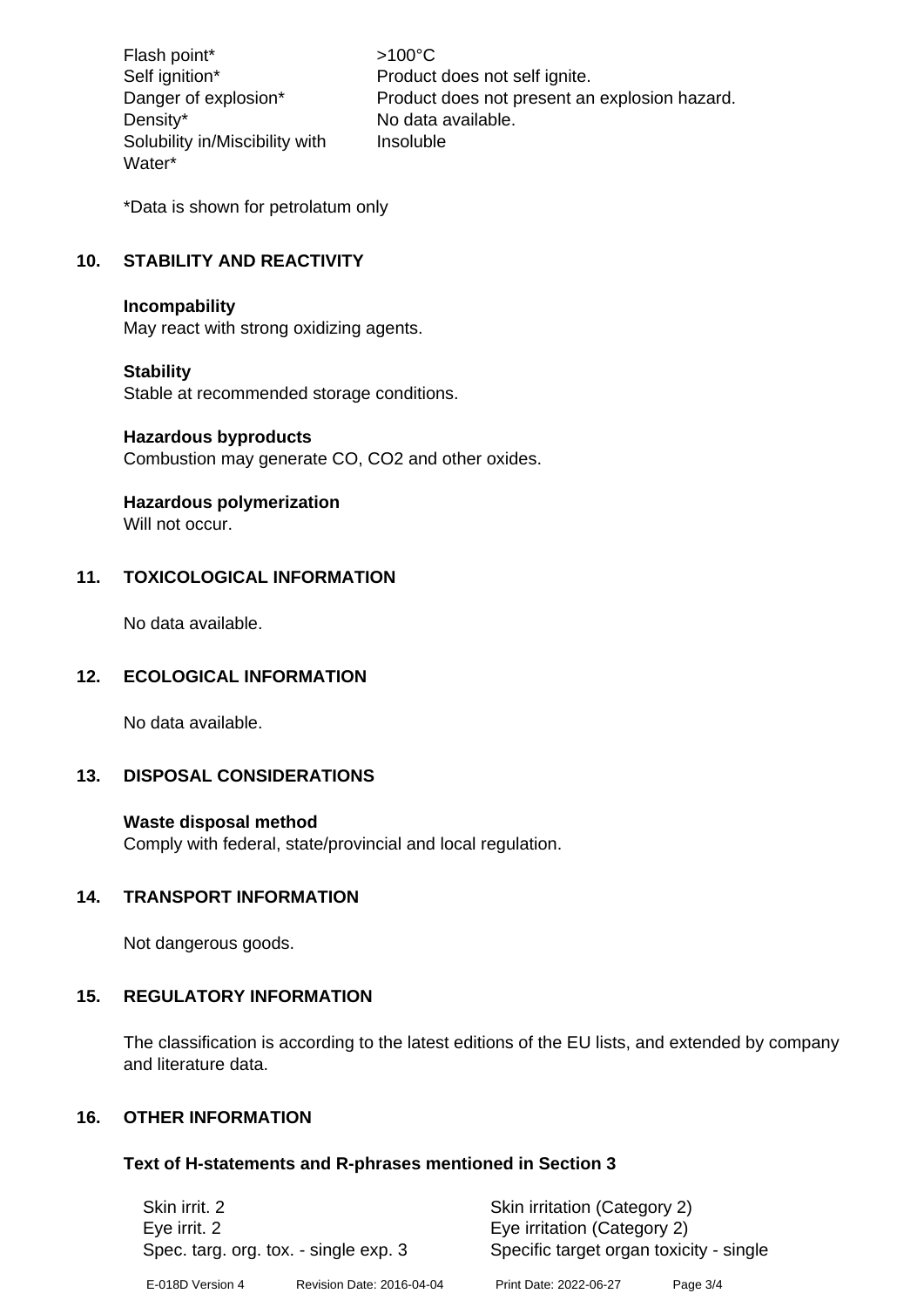| | |
|---|---|
| Flash point* | >100°C |
| Self ignition* | Product does not self ignite. |
| Danger of explosion* | Product does not present an explosion hazard. |
| Density* | No data available. |
| Solubility in/Miscibility with Water* | Insoluble |

*Data is shown for petrolatum only

## 10. STABILITY AND REACTIVITY

**Incompability**
May react with strong oxidizing agents.

**Stability**
Stable at recommended storage conditions.

**Hazardous byproducts**
Combustion may generate CO, $CO_2$ and other oxides.

**Hazardous polymerization**
Will not occur.

## 11. TOXICOLOGICAL INFORMATION

No data available.

## 12. ECOLOGICAL INFORMATION

No data available.

## 13. DISPOSAL CONSIDERATIONS

**Waste disposal method**
Comply with federal, state/provincial and local regulation.

## 14. TRANSPORT INFORMATION

Not dangerous goods.

## 15. REGULATORY INFORMATION

The classification is according to the latest editions of the EU lists, and extended by company and literature data.

## 16. OTHER INFORMATION

### Text of H-statements and R-phrases mentioned in Section 3

| | |
|---|---|
| Skin irrit. 2 | Skin irritation (Category 2) |
| Eye irrit. 2 | Eye irritation (Category 2) |
| Spec. targ. org. tox. - single exp. 3 | Specific target organ toxicity - single |

E-018D Version 4 Revision Date: 2016-04-04 Print Date: 2022-06-27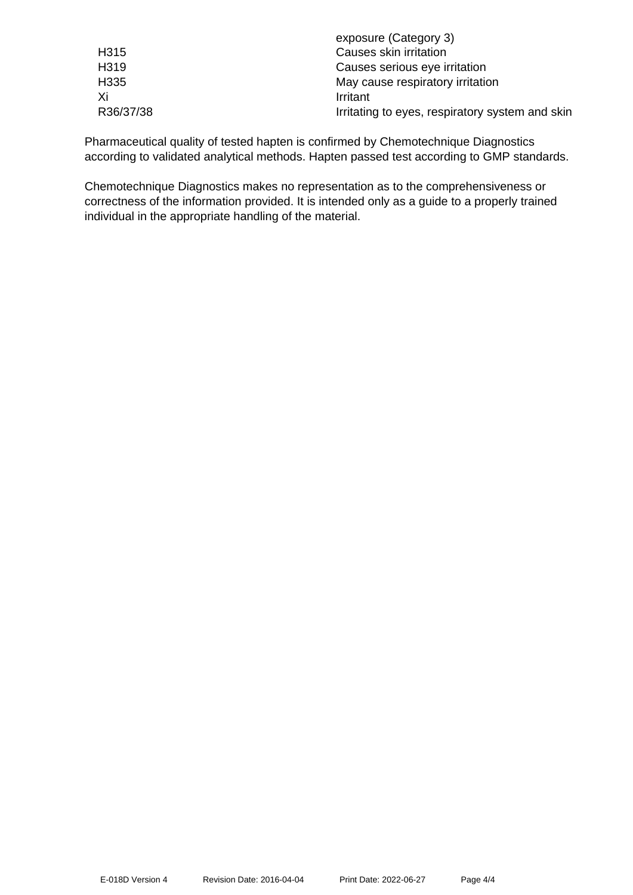| | |
|---|---|
| | exposure (Category 3) |
| H315 | Causes skin irritation |
| H319 | Causes serious eye irritation |
| H335 | May cause respiratory irritation |
| Xi | Irritant |
| R36/37/38 | Irritating to eyes, respiratory system and skin |

Pharmaceutical quality of tested hapten is confirmed by Chemotechnique Diagnostics according to validated analytical methods. Hapten passed test according to GMP standards.

Chemotechnique Diagnostics makes no representation as to the comprehensiveness or correctness of the information provided. It is intended only as a guide to a properly trained individual in the appropriate handling of the material.